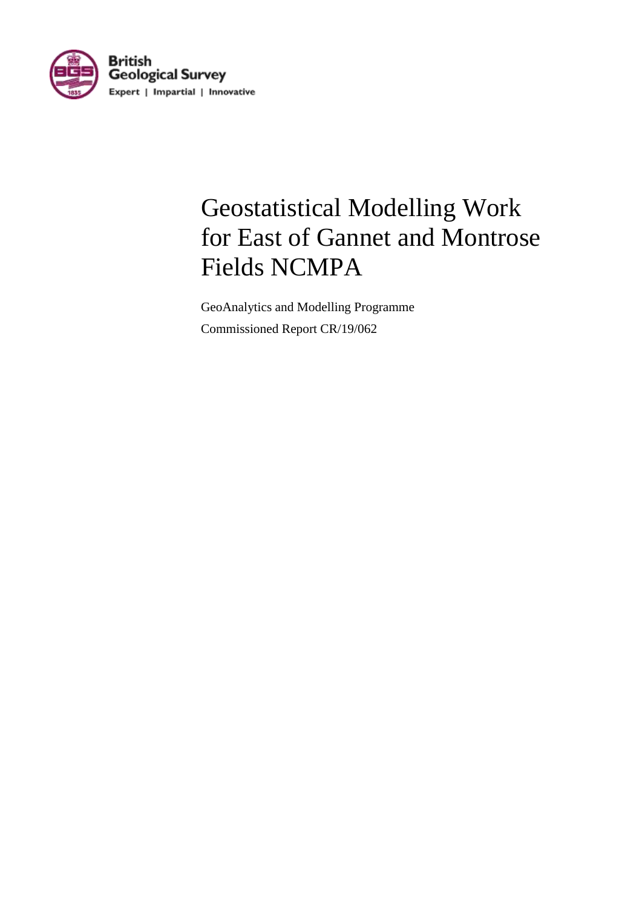British Geological Survey

Expert | Impartial | Innovative

# Geostatistical Modelling Work for East of Gannet and Montrose Fields NCMPA

GeoAnalytics and Modelling Programme

Commissioned Report CR/19/062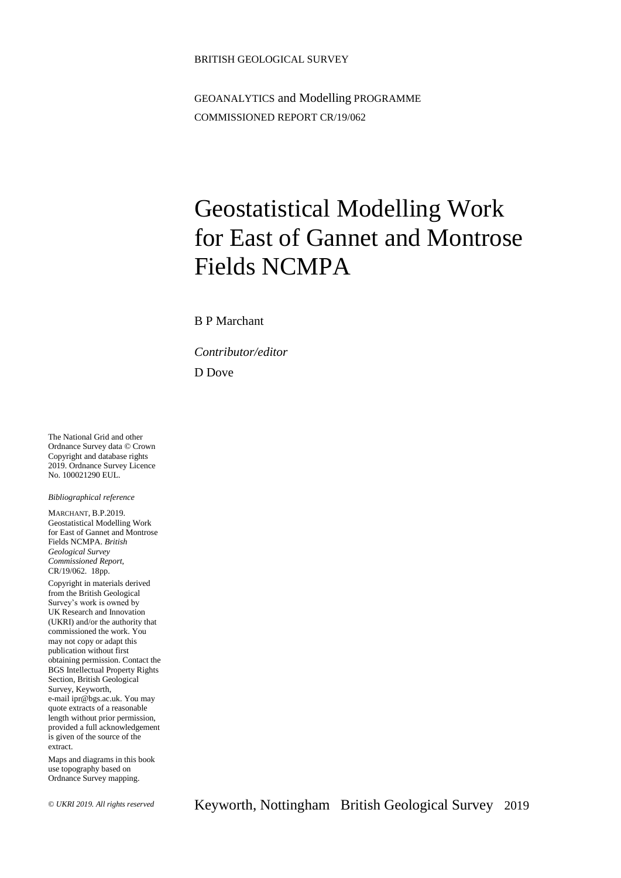BRITISH GEOLOGICAL SURVEY

GEOANALYTICS and Modelling PROGRAMME

COMMISSIONED REPORT CR/19/062

# Geostatistical Modelling Work for East of Gannet and Montrose Fields NCMPA

B P Marchant

*Contributor/editor*

D Dove

The National Grid and other Ordnance Survey data © Crown Copyright and database rights 2019. Ordnance Survey Licence No. 100021290 EUL.

*Bibliographical reference*

MARCHANT, B.P.2019. Geostatistical Modelling Work for East of Gannet and Montrose Fields NCMPA. *British Geological Survey Commissioned Report*, CR/19/062. 18pp.

Copyright in materials derived from the British Geological Survey's work is owned by UK Research and Innovation (UKRI) and/or the authority that commissioned the work. You may not copy or adapt this publication without first obtaining permission. Contact the BGS Intellectual Property Rights Section, British Geological Survey, Keyworth, e-mail ipr@bgs.ac.uk. You may quote extracts of a reasonable length without prior permission, provided a full acknowledgement is given of the source of the extract.

Maps and diagrams in this book use topography based on Ordnance Survey mapping.

*© UKRI 2019. All rights reserved*

Keyworth, Nottingham British Geological Survey 2019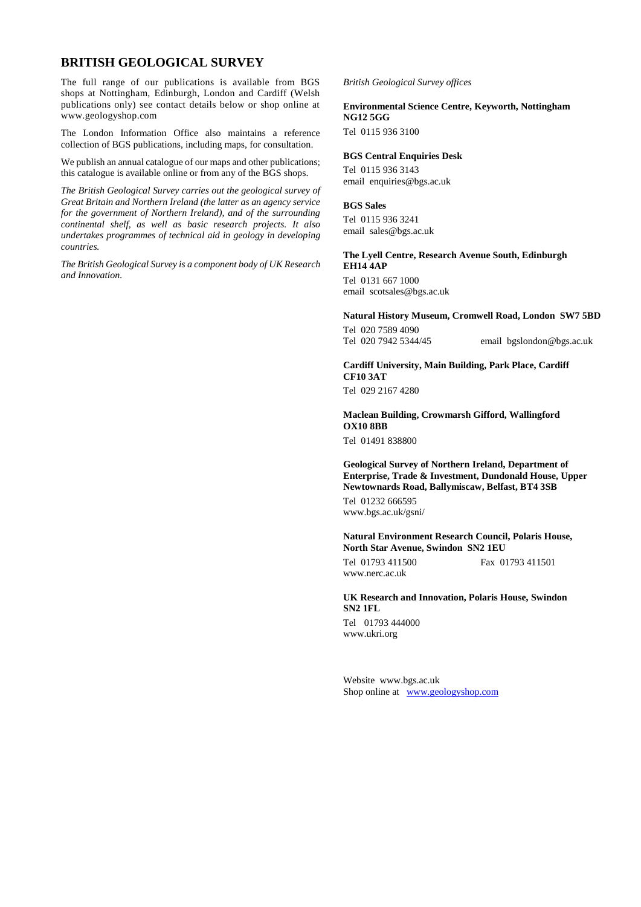## BRITISH GEOLOGICAL SURVEY

The full range of our publications is available from BGS shops at Nottingham, Edinburgh, London and Cardiff (Welsh publications only) see contact details below or shop online at www.geologyshop.com

The London Information Office also maintains a reference collection of BGS publications, including maps, for consultation.

We publish an annual catalogue of our maps and other publications; this catalogue is available online or from any of the BGS shops.

*The British Geological Survey carries out the geological survey of Great Britain and Northern Ireland (the latter as an agency service for the government of Northern Ireland), and of the surrounding continental shelf, as well as basic research projects. It also undertakes programmes of technical aid in geology in developing countries.*

*The British Geological Survey is a component body of UK Research and Innovation.*

*British Geological Survey offices*

**Environmental Science Centre, Keyworth, Nottingham NG12 5GG**

Tel 0115 936 3100

**BGS Central Enquiries Desk**

Tel 0115 936 3143
email enquiries@bgs.ac.uk

**BGS Sales**

Tel 0115 936 3241
email sales@bgs.ac.uk

**The Lyell Centre, Research Avenue South, Edinburgh EH14 4AP**

Tel 0131 667 1000
email scotsales@bgs.ac.uk

**Natural History Museum, Cromwell Road, London SW7 5BD**

Tel 020 7589 4090
Tel 020 7942 5344/45 email bgslondon@bgs.ac.uk

**Cardiff University, Main Building, Park Place, Cardiff CF10 3AT**

Tel 029 2167 4280

**Maclean Building, Crowmarsh Gifford, Wallingford OX10 8BB**

Tel 01491 838800

**Geological Survey of Northern Ireland, Department of Enterprise, Trade & Investment, Dundonald House, Upper Newtownards Road, Ballymiscaw, Belfast, BT4 3SB**

Tel 01232 666595
www.bgs.ac.uk/gsni/

**Natural Environment Research Council, Polaris House, North Star Avenue, Swindon SN2 1EU**

Tel 01793 411500 Fax 01793 411501
www.nerc.ac.uk

**UK Research and Innovation, Polaris House, Swindon SN2 1FL**

Tel 01793 444000
www.ukri.org

Website www.bgs.ac.uk
Shop online at www.geologyshop.com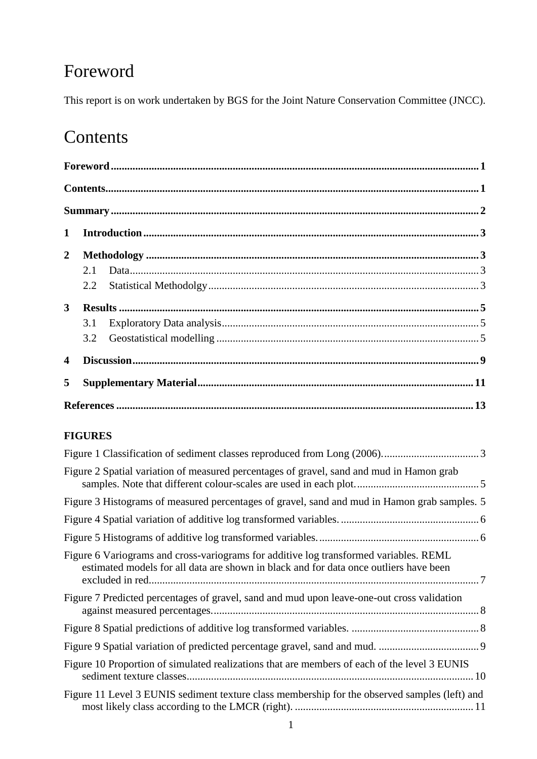# Foreword

This report is on work undertaken by BGS for the Joint Nature Conservation Committee (JNCC).

# Contents

**Foreword** ..... **1**

**Contents** ..... **1**

**Summary** ..... **2**

**1 Introduction** ..... **3**

**2 Methodology** ..... **3**

- 2.1 Data ..... 3
- 2.2 Statistical Methodolgy ..... 3

**3 Results** ..... **5**

- 3.1 Exploratory Data analysis ..... 5
- 3.2 Geostatistical modelling ..... 5

**4 Discussion** ..... **9**

**5 Supplementary Material** ..... **11**

**References** ..... **13**

**FIGURES**

Figure 1 Classification of sediment classes reproduced from Long (2006). ..... 3

Figure 2 Spatial variation of measured percentages of gravel, sand and mud in Hamon grab samples. Note that different colour-scales are used in each plot. ..... 5

Figure 3 Histograms of measured percentages of gravel, sand and mud in Hamon grab samples. 5

Figure 4 Spatial variation of additive log transformed variables. ..... 6

Figure 5 Histograms of additive log transformed variables. ..... 6

Figure 6 Variograms and cross-variograms for additive log transformed variables. REML estimated models for all data are shown in black and for data once outliers have been excluded in red ..... 7

Figure 7 Predicted percentages of gravel, sand and mud upon leave-one-out cross validation against measured percentages. ..... 8

Figure 8 Spatial predictions of additive log transformed variables. ..... 8

Figure 9 Spatial variation of predicted percentage gravel, sand and mud. ..... 9

Figure 10 Proportion of simulated realizations that are members of each of the level 3 EUNIS sediment texture classes ..... 10

Figure 11 Level 3 EUNIS sediment texture class membership for the observed samples (left) and most likely class according to the LMCR (right). ..... 11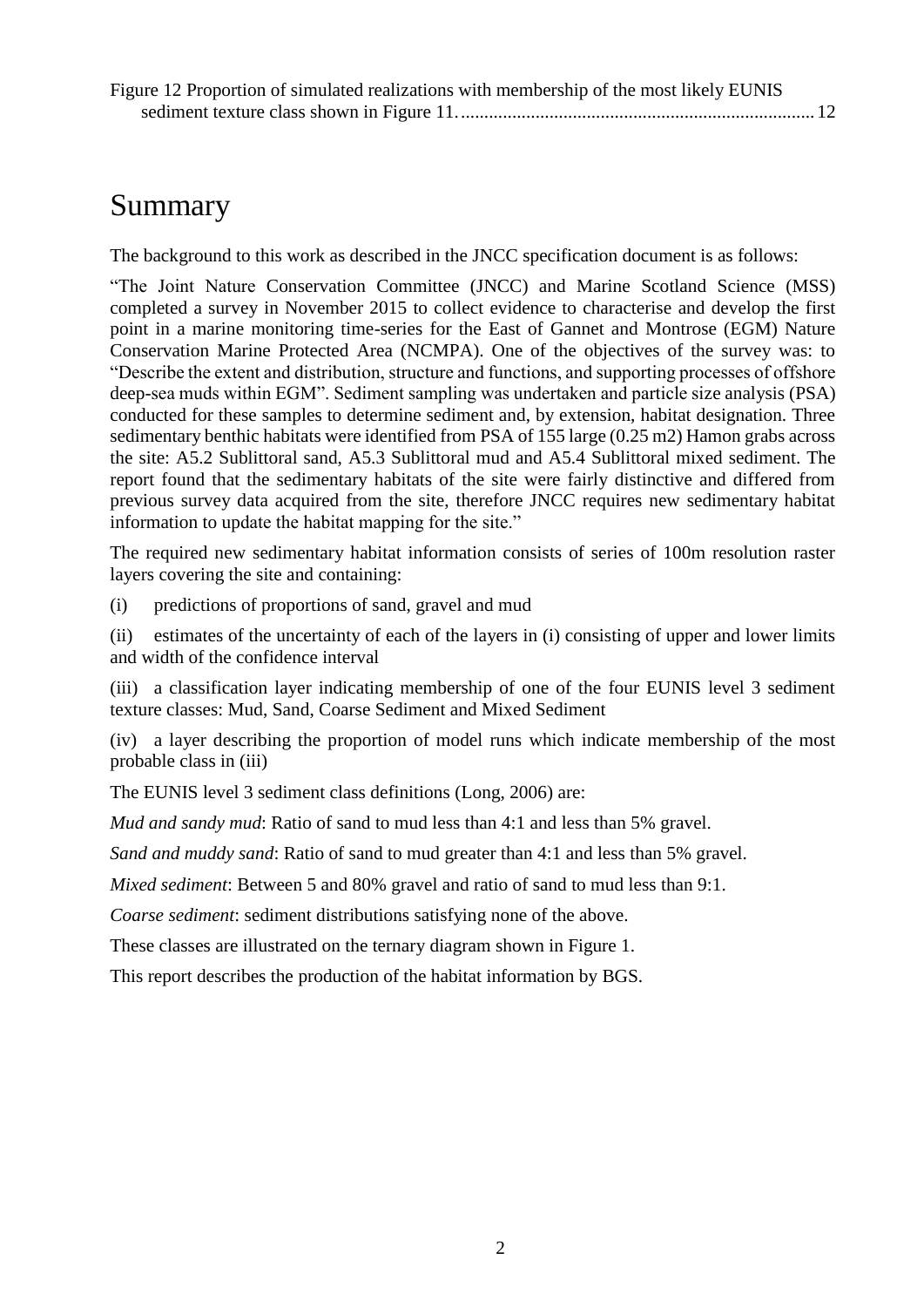Figure 12 Proportion of simulated realizations with membership of the most likely EUNIS sediment texture class shown in Figure 11. ........................................................................... 12

# Summary

The background to this work as described in the JNCC specification document is as follows:

"The Joint Nature Conservation Committee (JNCC) and Marine Scotland Science (MSS) completed a survey in November 2015 to collect evidence to characterise and develop the first point in a marine monitoring time-series for the East of Gannet and Montrose (EGM) Nature Conservation Marine Protected Area (NCMPA). One of the objectives of the survey was: to "Describe the extent and distribution, structure and functions, and supporting processes of offshore deep-sea muds within EGM". Sediment sampling was undertaken and particle size analysis (PSA) conducted for these samples to determine sediment and, by extension, habitat designation. Three sedimentary benthic habitats were identified from PSA of 155 large (0.25 m2) Hamon grabs across the site: A5.2 Sublittoral sand, A5.3 Sublittoral mud and A5.4 Sublittoral mixed sediment. The report found that the sedimentary habitats of the site were fairly distinctive and differed from previous survey data acquired from the site, therefore JNCC requires new sedimentary habitat information to update the habitat mapping for the site."

The required new sedimentary habitat information consists of series of 100m resolution raster layers covering the site and containing:

(i) predictions of proportions of sand, gravel and mud

(ii) estimates of the uncertainty of each of the layers in (i) consisting of upper and lower limits and width of the confidence interval

(iii) a classification layer indicating membership of one of the four EUNIS level 3 sediment texture classes: Mud, Sand, Coarse Sediment and Mixed Sediment

(iv) a layer describing the proportion of model runs which indicate membership of the most probable class in (iii)

The EUNIS level 3 sediment class definitions (Long, 2006) are:

*Mud and sandy mud*: Ratio of sand to mud less than 4:1 and less than 5% gravel.

*Sand and muddy sand*: Ratio of sand to mud greater than 4:1 and less than 5% gravel.

*Mixed sediment*: Between 5 and 80% gravel and ratio of sand to mud less than 9:1.

*Coarse sediment*: sediment distributions satisfying none of the above.

These classes are illustrated on the ternary diagram shown in Figure 1.

This report describes the production of the habitat information by BGS.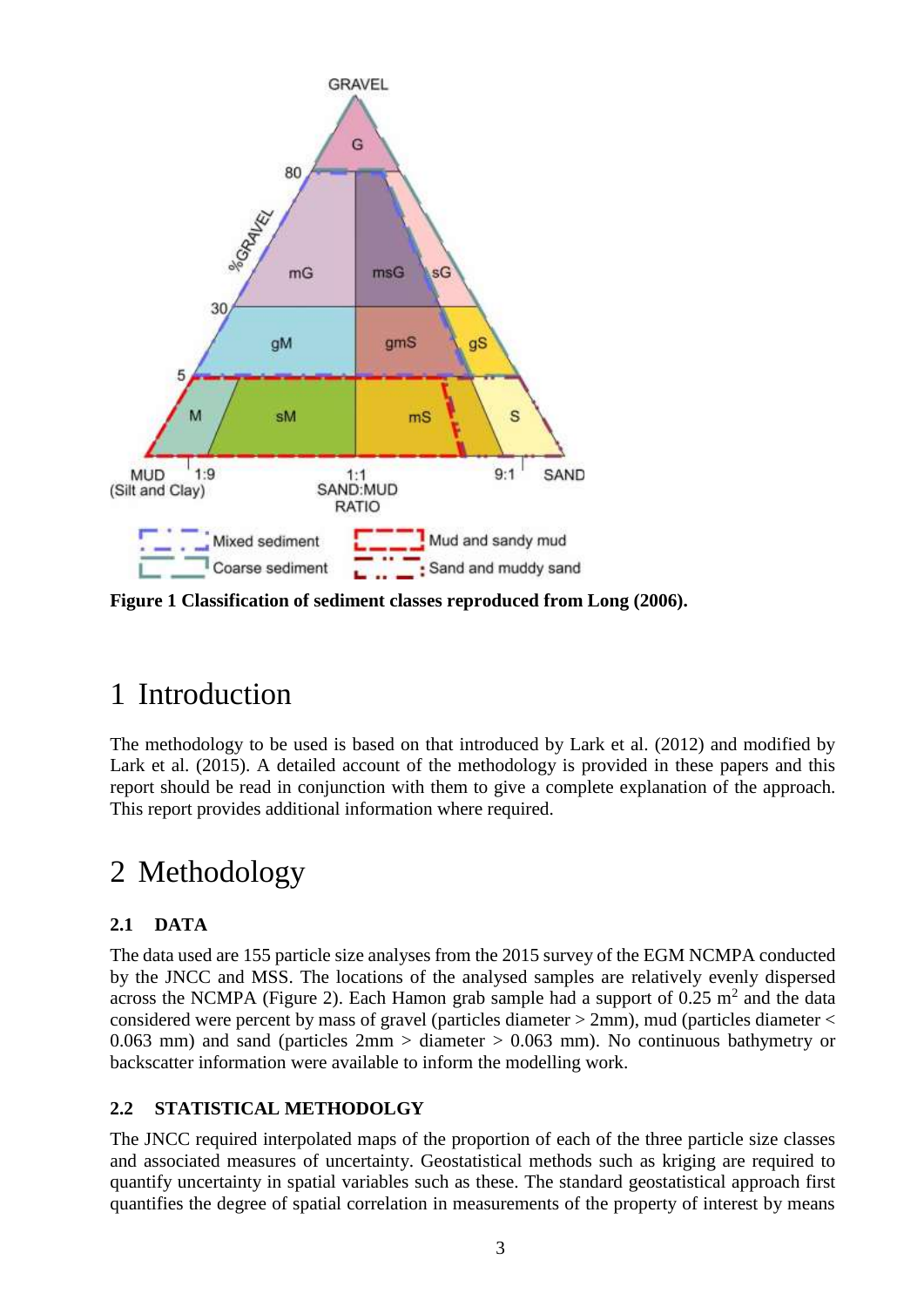Figure 1 Classification of sediment classes reproduced from Long (2006).

# 1 Introduction

The methodology to be used is based on that introduced by Lark et al. (2012) and modified by Lark et al. (2015). A detailed account of the methodology is provided in these papers and this report should be read in conjunction with them to give a complete explanation of the approach. This report provides additional information where required.

# 2 Methodology

## 2.1 DATA

The data used are 155 particle size analyses from the 2015 survey of the EGM NCMPA conducted by the JNCC and MSS. The locations of the analysed samples are relatively evenly dispersed across the NCMPA (Figure 2). Each Hamon grab sample had a support of 0.25 $m^2$ and the data considered were percent by mass of gravel (particles diameter > 2mm), mud (particles diameter < 0.063 mm) and sand (particles 2mm > diameter > 0.063 mm). No continuous bathymetry or backscatter information were available to inform the modelling work.

## 2.2 STATISTICAL METHODOLOGY

The JNCC required interpolated maps of the proportion of each of the three particle size classes and associated measures of uncertainty. Geostatistical methods such as kriging are required to quantify uncertainty in spatial variables such as these. The standard geostatistical approach first quantifies the degree of spatial correlation in measurements of the property of interest by means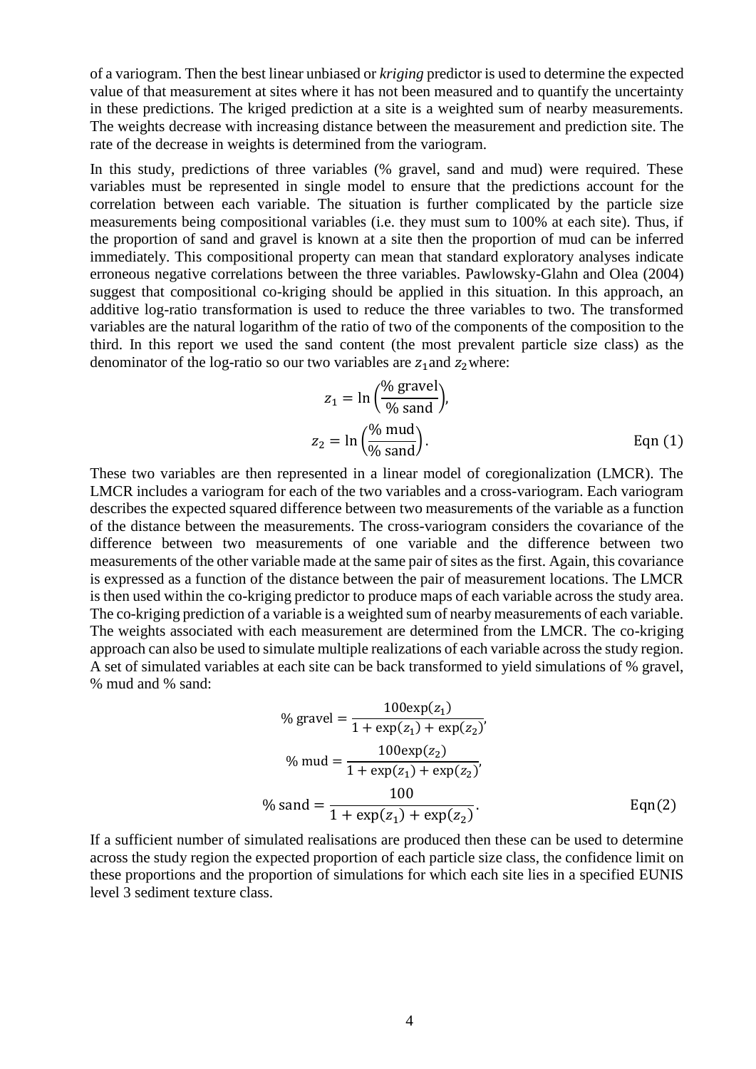of a variogram. Then the best linear unbiased or *kriging* predictor is used to determine the expected value of that measurement at sites where it has not been measured and to quantify the uncertainty in these predictions. The kriged prediction at a site is a weighted sum of nearby measurements. The weights decrease with increasing distance between the measurement and prediction site. The rate of the decrease in weights is determined from the variogram.

In this study, predictions of three variables (% gravel, sand and mud) were required. These variables must be represented in single model to ensure that the predictions account for the correlation between each variable. The situation is further complicated by the particle size measurements being compositional variables (i.e. they must sum to 100% at each site). Thus, if the proportion of sand and gravel is known at a site then the proportion of mud can be inferred immediately. This compositional property can mean that standard exploratory analyses indicate erroneous negative correlations between the three variables. Pawlowsky-Glahn and Olea (2004) suggest that compositional co-kriging should be applied in this situation. In this approach, an additive log-ratio transformation is used to reduce the three variables to two. The transformed variables are the natural logarithm of the ratio of two of the components of the composition to the third. In this report we used the sand content (the most prevalent particle size class) as the denominator of the log-ratio so our two variables are $z_1$ and $z_2$ where:

$$z_1 = \ln\left(\frac{\%\ \text{gravel}}{\%\ \text{sand}}\right),$$

$$z_2 = \ln\left(\frac{\%\ \text{mud}}{\%\ \text{sand}}\right). \qquad \text{Eqn (1)}$$

These two variables are then represented in a linear model of coregionalization (LMCR). The LMCR includes a variogram for each of the two variables and a cross-variogram. Each variogram describes the expected squared difference between two measurements of the variable as a function of the distance between the measurements. The cross-variogram considers the covariance of the difference between two measurements of one variable and the difference between two measurements of the other variable made at the same pair of sites as the first. Again, this covariance is expressed as a function of the distance between the pair of measurement locations. The LMCR is then used within the co-kriging predictor to produce maps of each variable across the study area. The co-kriging prediction of a variable is a weighted sum of nearby measurements of each variable. The weights associated with each measurement are determined from the LMCR. The co-kriging approach can also be used to simulate multiple realizations of each variable across the study region. A set of simulated variables at each site can be back transformed to yield simulations of % gravel, % mud and % sand:

$$\%\ \text{gravel} = \frac{100\exp(z_1)}{1 + \exp(z_1) + \exp(z_2)},$$

$$\%\ \text{mud} = \frac{100\exp(z_2)}{1 + \exp(z_1) + \exp(z_2)},$$

$$\%\ \text{sand} = \frac{100}{1 + \exp(z_1) + \exp(z_2)}. \qquad \text{Eqn(2)}$$

If a sufficient number of simulated realisations are produced then these can be used to determine across the study region the expected proportion of each particle size class, the confidence limit on these proportions and the proportion of simulations for which each site lies in a specified EUNIS level 3 sediment texture class.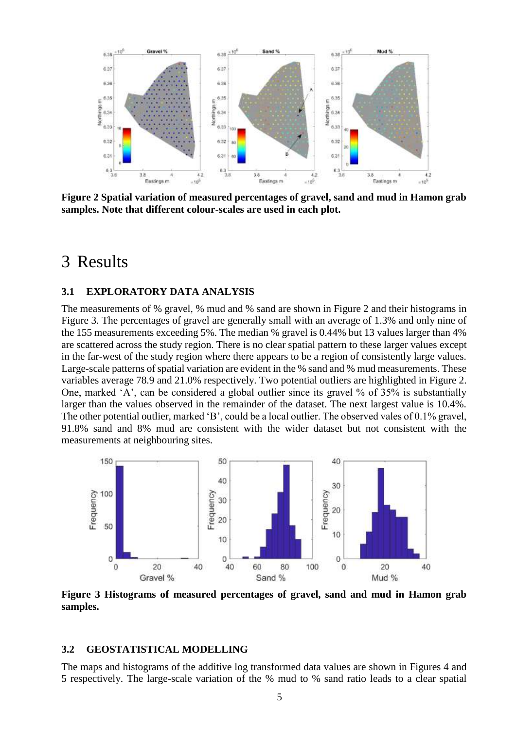**Figure 2 Spatial variation of measured percentages of gravel, sand and mud in Hamon grab samples. Note that different colour-scales are used in each plot.**

# 3 Results

## 3.1 EXPLORATORY DATA ANALYSIS

The measurements of % gravel, % mud and % sand are shown in Figure 2 and their histograms in Figure 3. The percentages of gravel are generally small with an average of 1.3% and only nine of the 155 measurements exceeding 5%. The median % gravel is 0.44% but 13 values larger than 4% are scattered across the study region. There is no clear spatial pattern to these larger values except in the far-west of the study region where there appears to be a region of consistently large values. Large-scale patterns of spatial variation are evident in the % sand and % mud measurements. These variables average 78.9 and 21.0% respectively. Two potential outliers are highlighted in Figure 2. One, marked 'A', can be considered a global outlier since its gravel % of 35% is substantially larger than the values observed in the remainder of the dataset. The next largest value is 10.4%. The other potential outlier, marked 'B', could be a local outlier. The observed vales of 0.1% gravel, 91.8% sand and 8% mud are consistent with the wider dataset but not consistent with the measurements at neighbouring sites.

**Figure 3 Histograms of measured percentages of gravel, sand and mud in Hamon grab samples.**

## 3.2 GEOSTATISTICAL MODELLING

The maps and histograms of the additive log transformed data values are shown in Figures 4 and 5 respectively. The large-scale variation of the % mud to % sand ratio leads to a clear spatial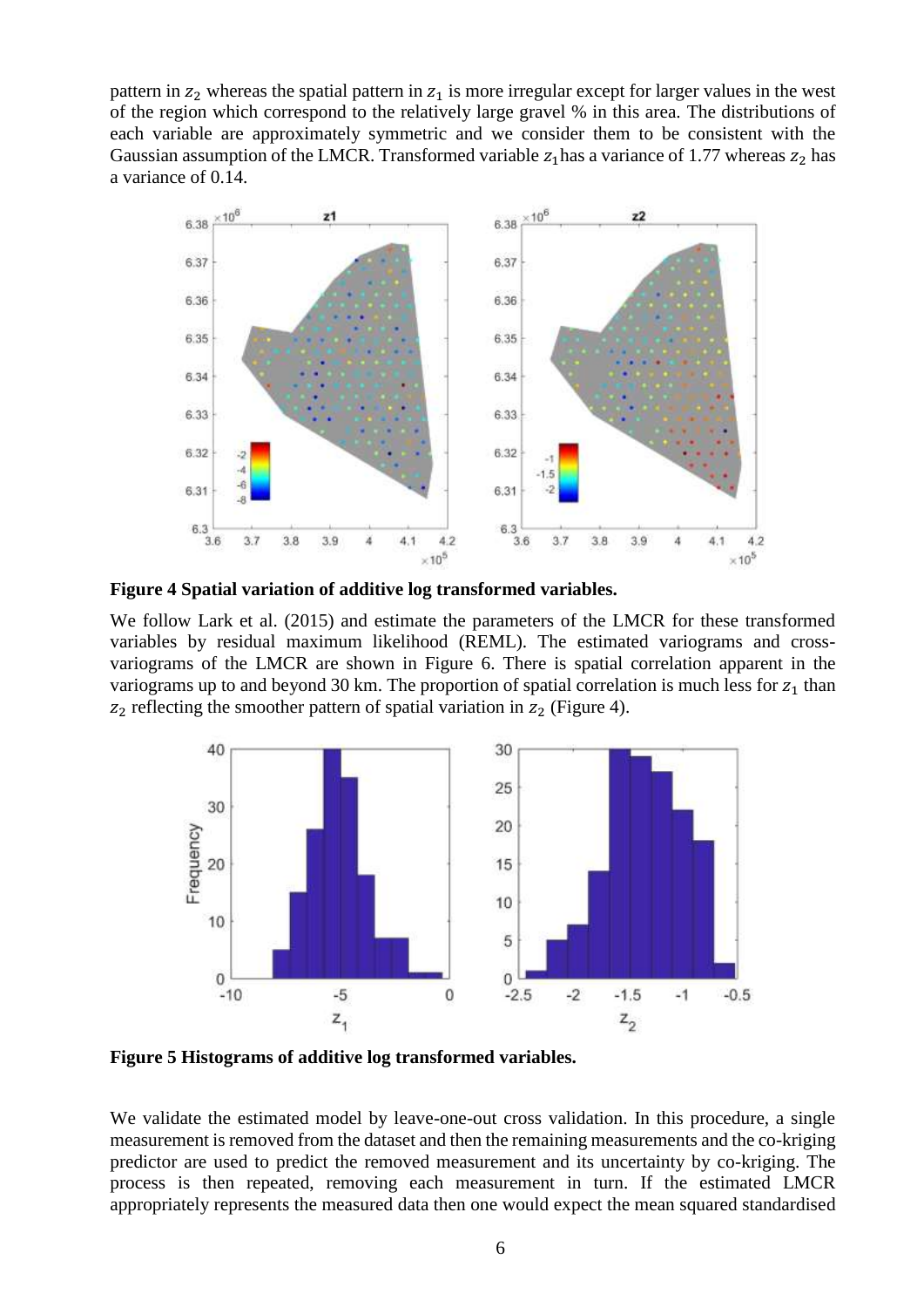pattern in $z_2$ whereas the spatial pattern in $z_1$ is more irregular except for larger values in the west of the region which correspond to the relatively large gravel % in this area. The distributions of each variable are approximately symmetric and we consider them to be consistent with the Gaussian assumption of the LMCR. Transformed variable $z_1$ has a variance of 1.77 whereas $z_2$ has a variance of 0.14.

**Figure 4 Spatial variation of additive log transformed variables.**

We follow Lark et al. (2015) and estimate the parameters of the LMCR for these transformed variables by residual maximum likelihood (REML). The estimated variograms and cross-variograms of the LMCR are shown in Figure 6. There is spatial correlation apparent in the variograms up to and beyond 30 km. The proportion of spatial correlation is much less for $z_1$ than $z_2$ reflecting the smoother pattern of spatial variation in $z_2$ (Figure 4).

**Figure 5 Histograms of additive log transformed variables.**

We validate the estimated model by leave-one-out cross validation. In this procedure, a single measurement is removed from the dataset and then the remaining measurements and the co-kriging predictor are used to predict the removed measurement and its uncertainty by co-kriging. The process is then repeated, removing each measurement in turn. If the estimated LMCR appropriately represents the measured data then one would expect the mean squared standardised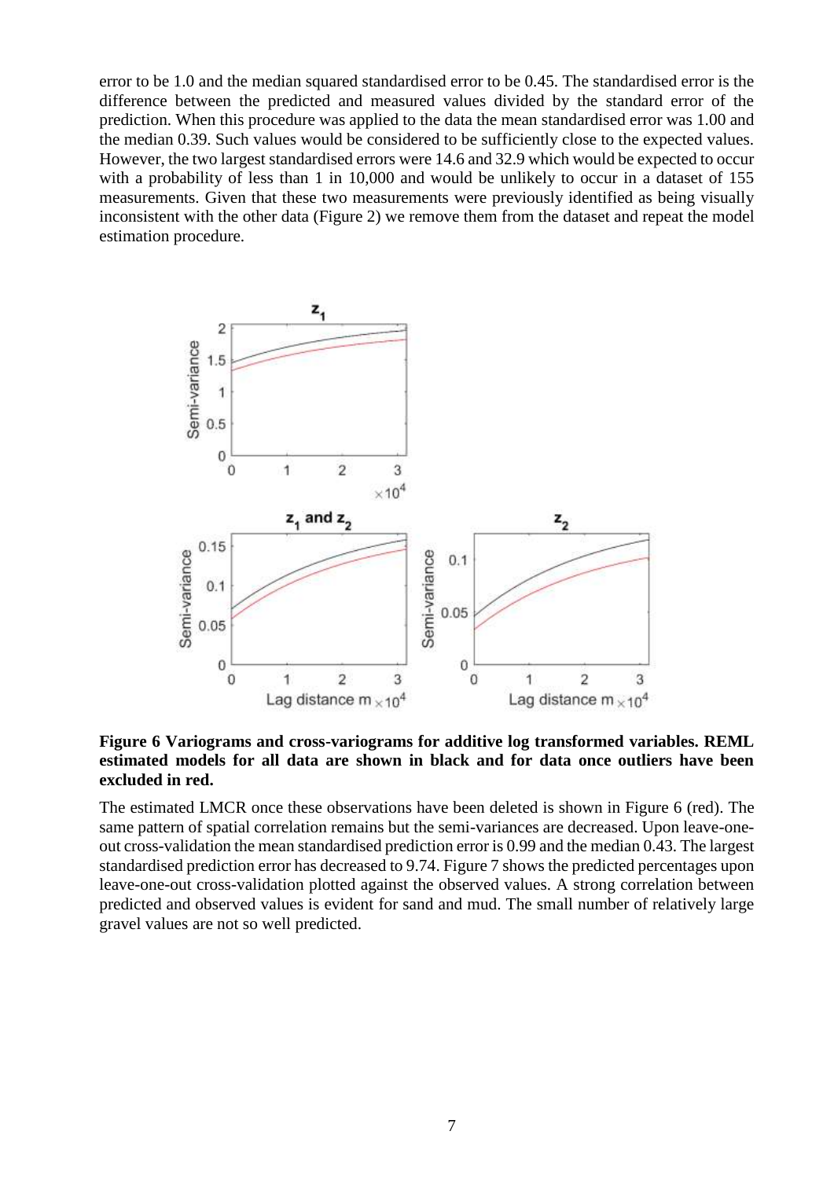error to be 1.0 and the median squared standardised error to be 0.45. The standardised error is the difference between the predicted and measured values divided by the standard error of the prediction. When this procedure was applied to the data the mean standardised error was 1.00 and the median 0.39. Such values would be considered to be sufficiently close to the expected values. However, the two largest standardised errors were 14.6 and 32.9 which would be expected to occur with a probability of less than 1 in 10,000 and would be unlikely to occur in a dataset of 155 measurements. Given that these two measurements were previously identified as being visually inconsistent with the other data (Figure 2) we remove them from the dataset and repeat the model estimation procedure.

**Figure 6 Variograms and cross-variograms for additive log transformed variables. REML estimated models for all data are shown in black and for data once outliers have been excluded in red.**

The estimated LMCR once these observations have been deleted is shown in Figure 6 (red). The same pattern of spatial correlation remains but the semi-variances are decreased. Upon leave-one-out cross-validation the mean standardised prediction error is 0.99 and the median 0.43. The largest standardised prediction error has decreased to 9.74. Figure 7 shows the predicted percentages upon leave-one-out cross-validation plotted against the observed values. A strong correlation between predicted and observed values is evident for sand and mud. The small number of relatively large gravel values are not so well predicted.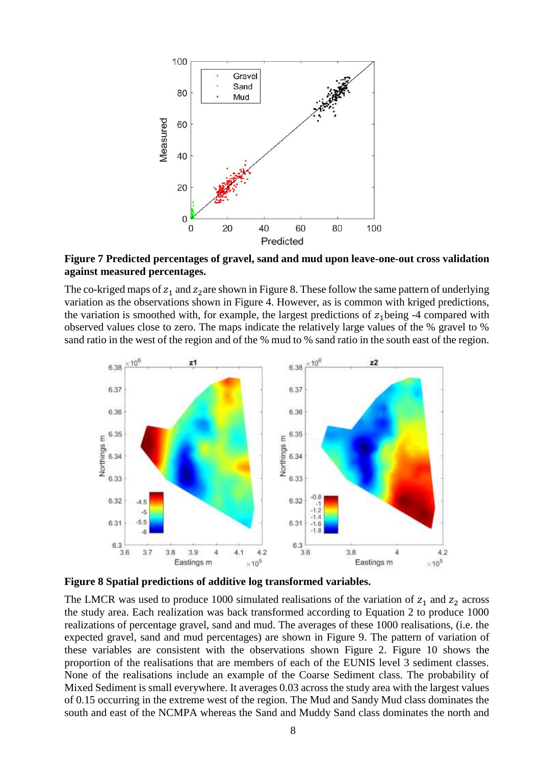**Figure 7 Predicted percentages of gravel, sand and mud upon leave-one-out cross validation against measured percentages.**

The co-kriged maps of $z_1$ and $z_2$ are shown in Figure 8. These follow the same pattern of underlying variation as the observations shown in Figure 4. However, as is common with kriged predictions, the variation is smoothed with, for example, the largest predictions of $z_1$ being -4 compared with observed values close to zero. The maps indicate the relatively large values of the % gravel to % sand ratio in the west of the region and of the % mud to % sand ratio in the south east of the region.

**Figure 8 Spatial predictions of additive log transformed variables.**

The LMCR was used to produce 1000 simulated realisations of the variation of $z_1$ and $z_2$ across the study area. Each realization was back transformed according to Equation 2 to produce 1000 realizations of percentage gravel, sand and mud. The averages of these 1000 realisations, (i.e. the expected gravel, sand and mud percentages) are shown in Figure 9. The pattern of variation of these variables are consistent with the observations shown Figure 2. Figure 10 shows the proportion of the realisations that are members of each of the EUNIS level 3 sediment classes. None of the realisations include an example of the Coarse Sediment class. The probability of Mixed Sediment is small everywhere. It averages 0.03 across the study area with the largest values of 0.15 occurring in the extreme west of the region. The Mud and Sandy Mud class dominates the south and east of the NCMPA whereas the Sand and Muddy Sand class dominates the north and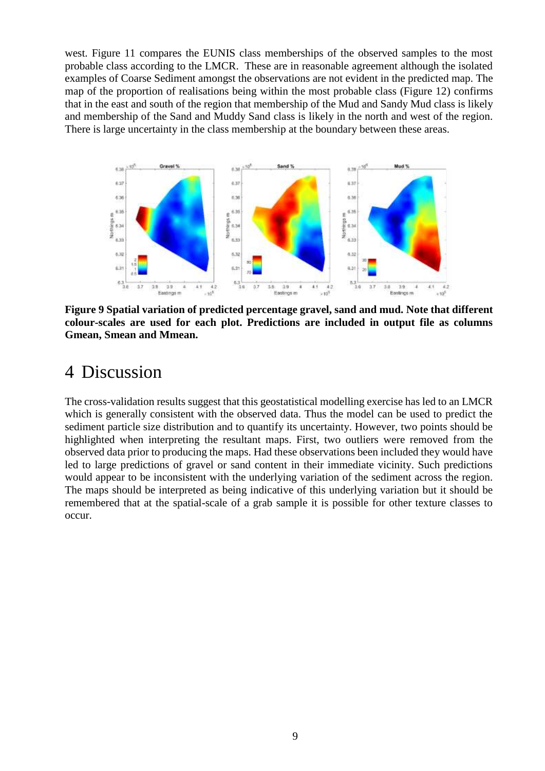west. Figure 11 compares the EUNIS class memberships of the observed samples to the most probable class according to the LMCR. These are in reasonable agreement although the isolated examples of Coarse Sediment amongst the observations are not evident in the predicted map. The map of the proportion of realisations being within the most probable class (Figure 12) confirms that in the east and south of the region that membership of the Mud and Sandy Mud class is likely and membership of the Sand and Muddy Sand class is likely in the north and west of the region. There is large uncertainty in the class membership at the boundary between these areas.

**Figure 9 Spatial variation of predicted percentage gravel, sand and mud. Note that different colour-scales are used for each plot. Predictions are included in output file as columns Gmean, Smean and Mmean.**

# 4 Discussion

The cross-validation results suggest that this geostatistical modelling exercise has led to an LMCR which is generally consistent with the observed data. Thus the model can be used to predict the sediment particle size distribution and to quantify its uncertainty. However, two points should be highlighted when interpreting the resultant maps. First, two outliers were removed from the observed data prior to producing the maps. Had these observations been included they would have led to large predictions of gravel or sand content in their immediate vicinity. Such predictions would appear to be inconsistent with the underlying variation of the sediment across the region. The maps should be interpreted as being indicative of this underlying variation but it should be remembered that at the spatial-scale of a grab sample it is possible for other texture classes to occur.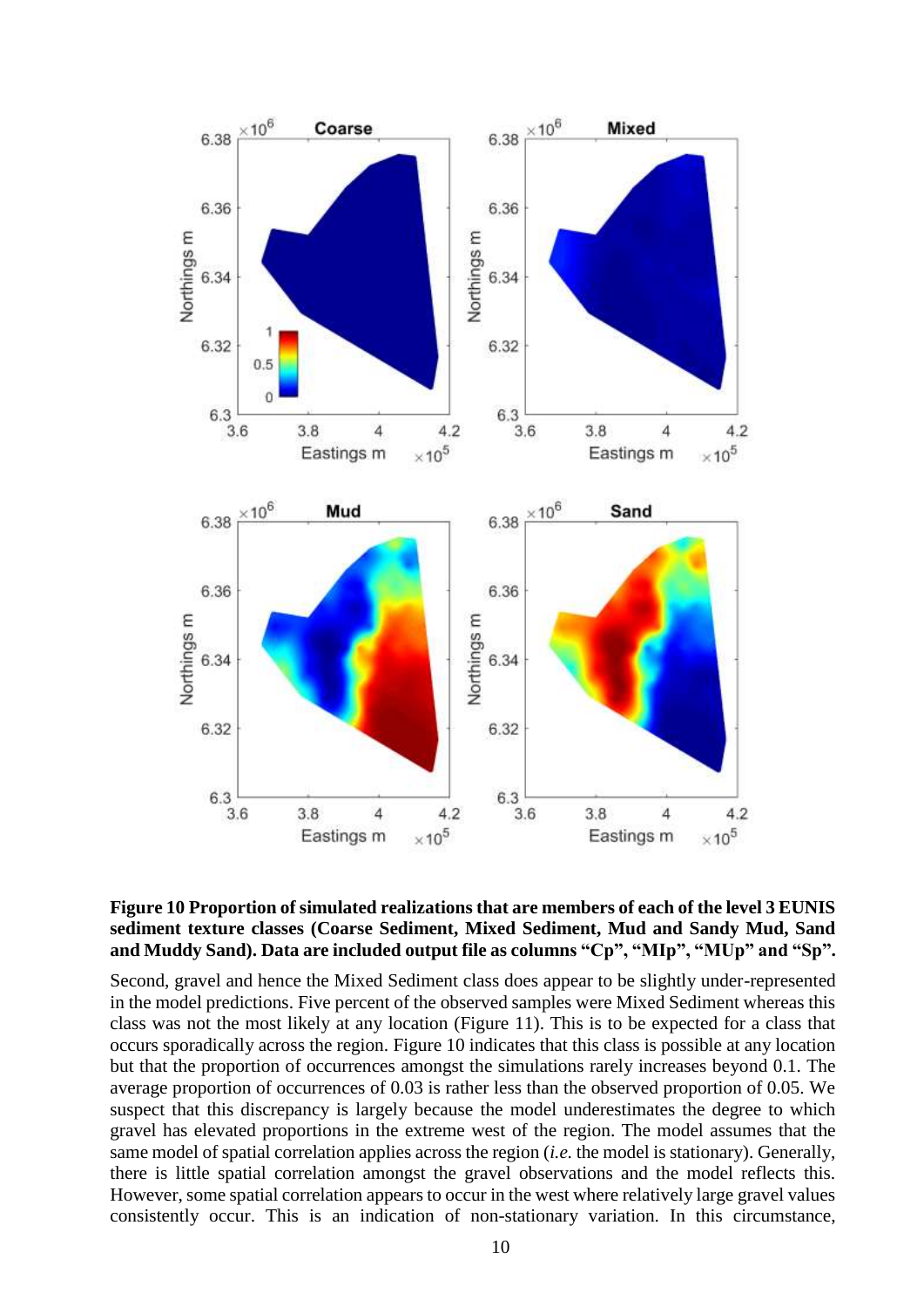**Figure 10 Proportion of simulated realizations that are members of each of the level 3 EUNIS sediment texture classes (Coarse Sediment, Mixed Sediment, Mud and Sandy Mud, Sand and Muddy Sand). Data are included output file as columns "Cp", "MIp", "MUp" and "Sp".**

Second, gravel and hence the Mixed Sediment class does appear to be slightly under-represented in the model predictions. Five percent of the observed samples were Mixed Sediment whereas this class was not the most likely at any location (Figure 11). This is to be expected for a class that occurs sporadically across the region. Figure 10 indicates that this class is possible at any location but that the proportion of occurrences amongst the simulations rarely increases beyond 0.1. The average proportion of occurrences of 0.03 is rather less than the observed proportion of 0.05. We suspect that this discrepancy is largely because the model underestimates the degree to which gravel has elevated proportions in the extreme west of the region. The model assumes that the same model of spatial correlation applies across the region (*i.e.* the model is stationary). Generally, there is little spatial correlation amongst the gravel observations and the model reflects this. However, some spatial correlation appears to occur in the west where relatively large gravel values consistently occur. This is an indication of non-stationary variation. In this circumstance,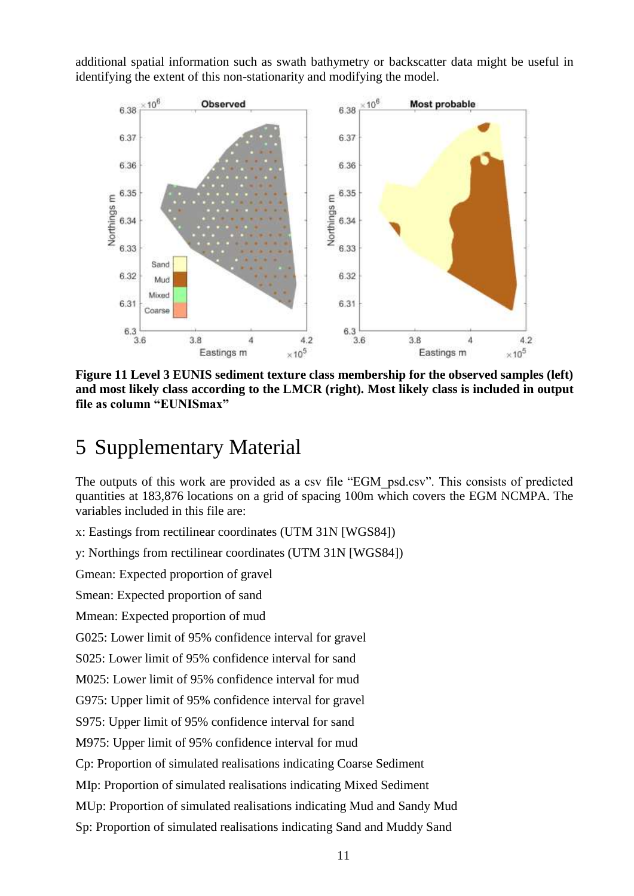additional spatial information such as swath bathymetry or backscatter data might be useful in identifying the extent of this non-stationarity and modifying the model.

**Figure 11 Level 3 EUNIS sediment texture class membership for the observed samples (left) and most likely class according to the LMCR (right). Most likely class is included in output file as column "EUNISmax"**

# 5 Supplementary Material

The outputs of this work are provided as a csv file "EGM_psd.csv". This consists of predicted quantities at 183,876 locations on a grid of spacing 100m which covers the EGM NCMPA. The variables included in this file are:

x: Eastings from rectilinear coordinates (UTM 31N [WGS84])

y: Northings from rectilinear coordinates (UTM 31N [WGS84])

Gmean: Expected proportion of gravel

Smean: Expected proportion of sand

Mmean: Expected proportion of mud

G025: Lower limit of 95% confidence interval for gravel

S025: Lower limit of 95% confidence interval for sand

M025: Lower limit of 95% confidence interval for mud

G975: Upper limit of 95% confidence interval for gravel

S975: Upper limit of 95% confidence interval for sand

M975: Upper limit of 95% confidence interval for mud

Cp: Proportion of simulated realisations indicating Coarse Sediment

MIp: Proportion of simulated realisations indicating Mixed Sediment

MUp: Proportion of simulated realisations indicating Mud and Sandy Mud

Sp: Proportion of simulated realisations indicating Sand and Muddy Sand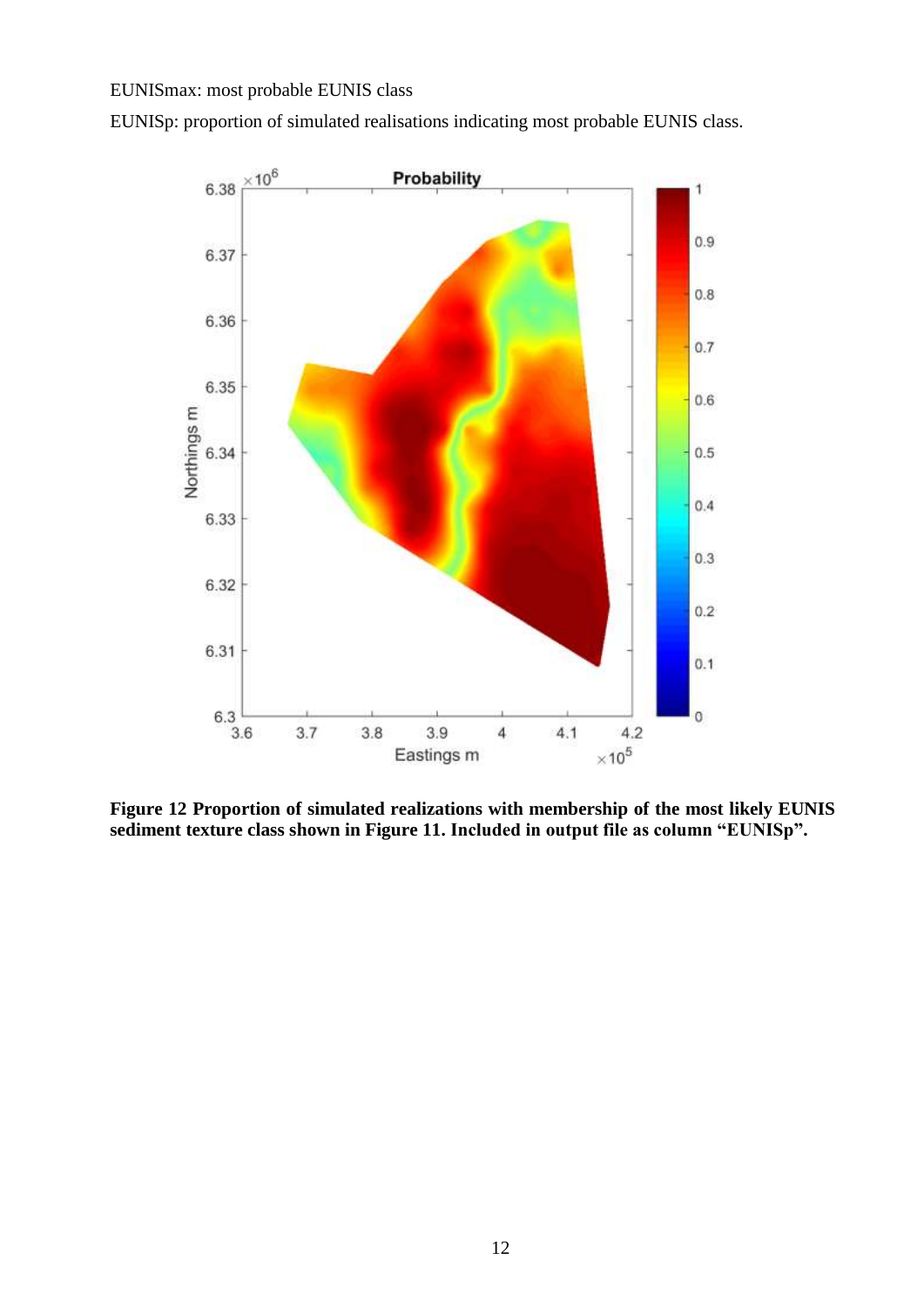EUNISmax: most probable EUNIS class

EUNISp: proportion of simulated realisations indicating most probable EUNIS class.

**Figure 12 Proportion of simulated realizations with membership of the most likely EUNIS sediment texture class shown in Figure 11. Included in output file as column "EUNISp".**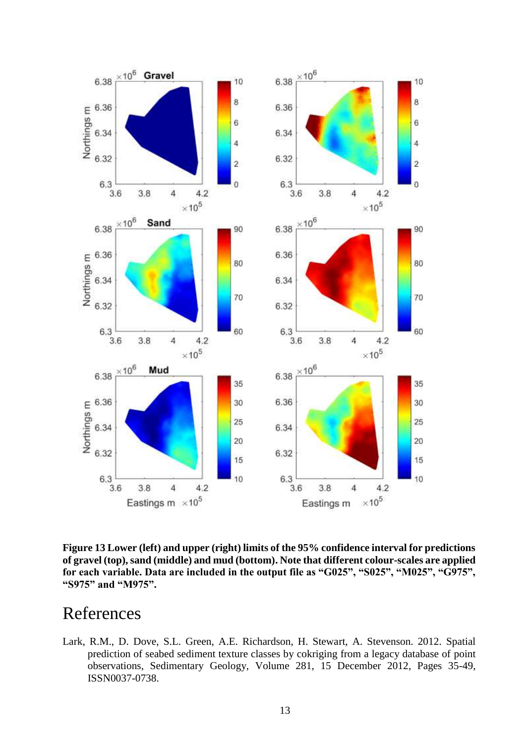**Figure 13 Lower (left) and upper (right) limits of the 95% confidence interval for predictions of gravel (top), sand (middle) and mud (bottom). Note that different colour-scales are applied for each variable. Data are included in the output file as "G025", "S025", "M025", "G975", "S975" and "M975".**

# References

Lark, R.M., D. Dove, S.L. Green, A.E. Richardson, H. Stewart, A. Stevenson. 2012. Spatial prediction of seabed sediment texture classes by cokriging from a legacy database of point observations, Sedimentary Geology, Volume 281, 15 December 2012, Pages 35-49, ISSN0037-0738.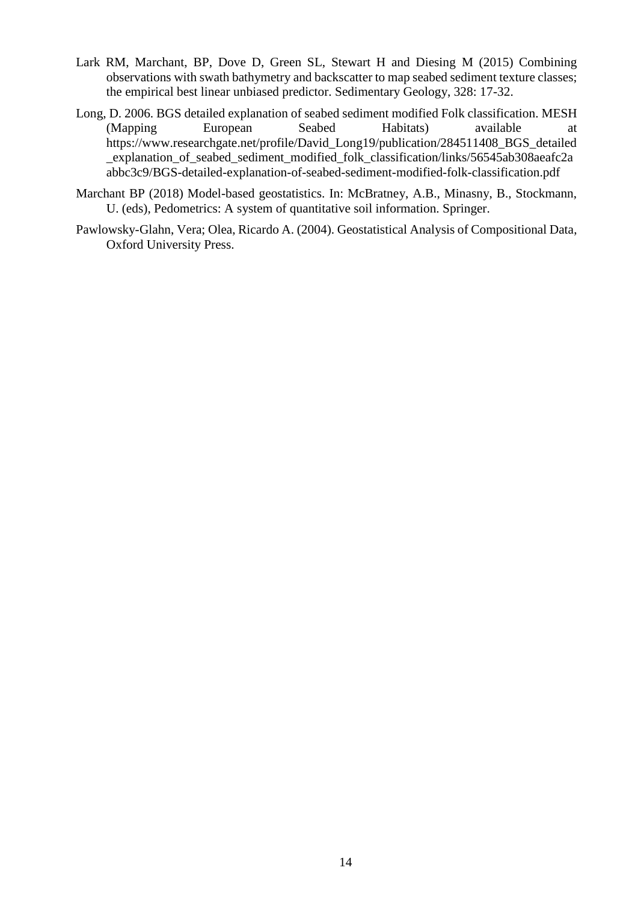Lark RM, Marchant, BP, Dove D, Green SL, Stewart H and Diesing M (2015) Combining observations with swath bathymetry and backscatter to map seabed sediment texture classes; the empirical best linear unbiased predictor. Sedimentary Geology, 328: 17-32.

Long, D. 2006. BGS detailed explanation of seabed sediment modified Folk classification. MESH (Mapping European Seabed Habitats) available at https://www.researchgate.net/profile/David_Long19/publication/284511408_BGS_detailed_explanation_of_seabed_sediment_modified_folk_classification/links/56545ab308aeafc2aabbc3c9/BGS-detailed-explanation-of-seabed-sediment-modified-folk-classification.pdf

Marchant BP (2018) Model-based geostatistics. In: McBratney, A.B., Minasny, B., Stockmann, U. (eds), Pedometrics: A system of quantitative soil information. Springer.

Pawlowsky-Glahn, Vera; Olea, Ricardo A. (2004). Geostatistical Analysis of Compositional Data, Oxford University Press.